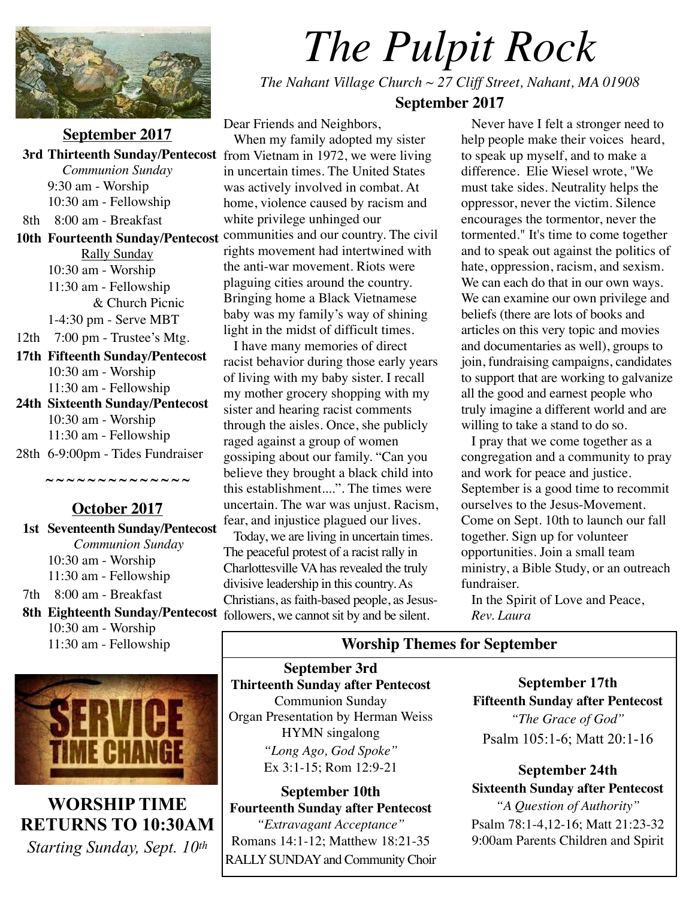# The Pulpit Rock

*The Nahant Village Church ~ 27 Cliff Street, Nahant, MA 01908*

**September 2017**

## September 2017

**3rd Thirteenth Sunday/Pentecost**
*Communion Sunday*
9:30 am - Worship
10:30 am - Fellowship

8th 8:00 am - Breakfast

**10th Fourteenth Sunday/Pentecost**
Rally Sunday
10:30 am - Worship
11:30 am - Fellowship & Church Picnic
1-4:30 pm - Serve MBT

12th 7:00 pm - Trustee's Mtg.

**17th Fifteenth Sunday/Pentecost**
10:30 am - Worship
11:30 am - Fellowship

**24th Sixteenth Sunday/Pentecost**
10:30 am - Worship
11:30 am - Fellowship

28th 6-9:00pm - Tides Fundraiser

~~~~~~~~~~~~~~

## October 2017

**1st Seventeenth Sunday/Pentecost**
*Communion Sunday*
10:30 am - Worship
11:30 am - Fellowship

7th 8:00 am - Breakfast

**8th Eighteenth Sunday/Pentecost**
10:30 am - Worship
11:30 am - Fellowship

SERVICE TIME CHANGE

**WORSHIP TIME RETURNS TO 10:30AM**

*Starting Sunday, Sept. 10th*

---

Dear Friends and Neighbors,

When my family adopted my sister from Vietnam in 1972, we were living in uncertain times. The United States was actively involved in combat. At home, violence caused by racism and white privilege unhinged our communities and our country. The civil rights movement had intertwined with the anti-war movement. Riots were plaguing cities around the country. Bringing home a Black Vietnamese baby was my family's way of shining light in the midst of difficult times.

I have many memories of direct racist behavior during those early years of living with my baby sister. I recall my mother grocery shopping with my sister and hearing racist comments through the aisles. Once, she publicly raged against a group of women gossiping about our family. "Can you believe they brought a black child into this establishment....". The times were uncertain. The war was unjust. Racism, fear, and injustice plagued our lives.

Today, we are living in uncertain times. The peaceful protest of a racist rally in Charlottesville VA has revealed the truly divisive leadership in this country. As Christians, as faith-based people, as Jesus-followers, we cannot sit by and be silent.

Never have I felt a stronger need to help people make their voices heard, to speak up myself, and to make a difference. Elie Wiesel wrote, "We must take sides. Neutrality helps the oppressor, never the victim. Silence encourages the tormentor, never the tormented." It's time to come together and to speak out against the politics of hate, oppression, racism, and sexism. We can each do that in our own ways. We can examine our own privilege and beliefs (there are lots of books and articles on this very topic and movies and documentaries as well), groups to join, fundraising campaigns, candidates to support that are working to galvanize all the good and earnest people who truly imagine a different world and are willing to take a stand to do so.

I pray that we come together as a congregation and a community to pray and work for peace and justice. September is a good time to recommit ourselves to the Jesus-Movement. Come on Sept. 10th to launch our fall together. Sign up for volunteer opportunities. Join a small team ministry, a Bible Study, or an outreach fundraiser.

In the Spirit of Love and Peace,
*Rev. Laura*

## Worship Themes for September

**September 3rd**
**Thirteenth Sunday after Pentecost**
Communion Sunday
Organ Presentation by Herman Weiss
HYMN singalong
*"Long Ago, God Spoke"*
Ex 3:1-15; Rom 12:9-21

**September 10th**
**Fourteenth Sunday after Pentecost**
*"Extravagant Acceptance"*
Romans 14:1-12; Matthew 18:21-35
RALLY SUNDAY and Community Choir

**September 17th**
**Fifteenth Sunday after Pentecost**
*"The Grace of God"*
Psalm 105:1-6; Matt 20:1-16

**September 24th**
**Sixteenth Sunday after Pentecost**
*"A Question of Authority"*
Psalm 78:1-4,12-16; Matt 21:23-32
9:00am Parents Children and Spirit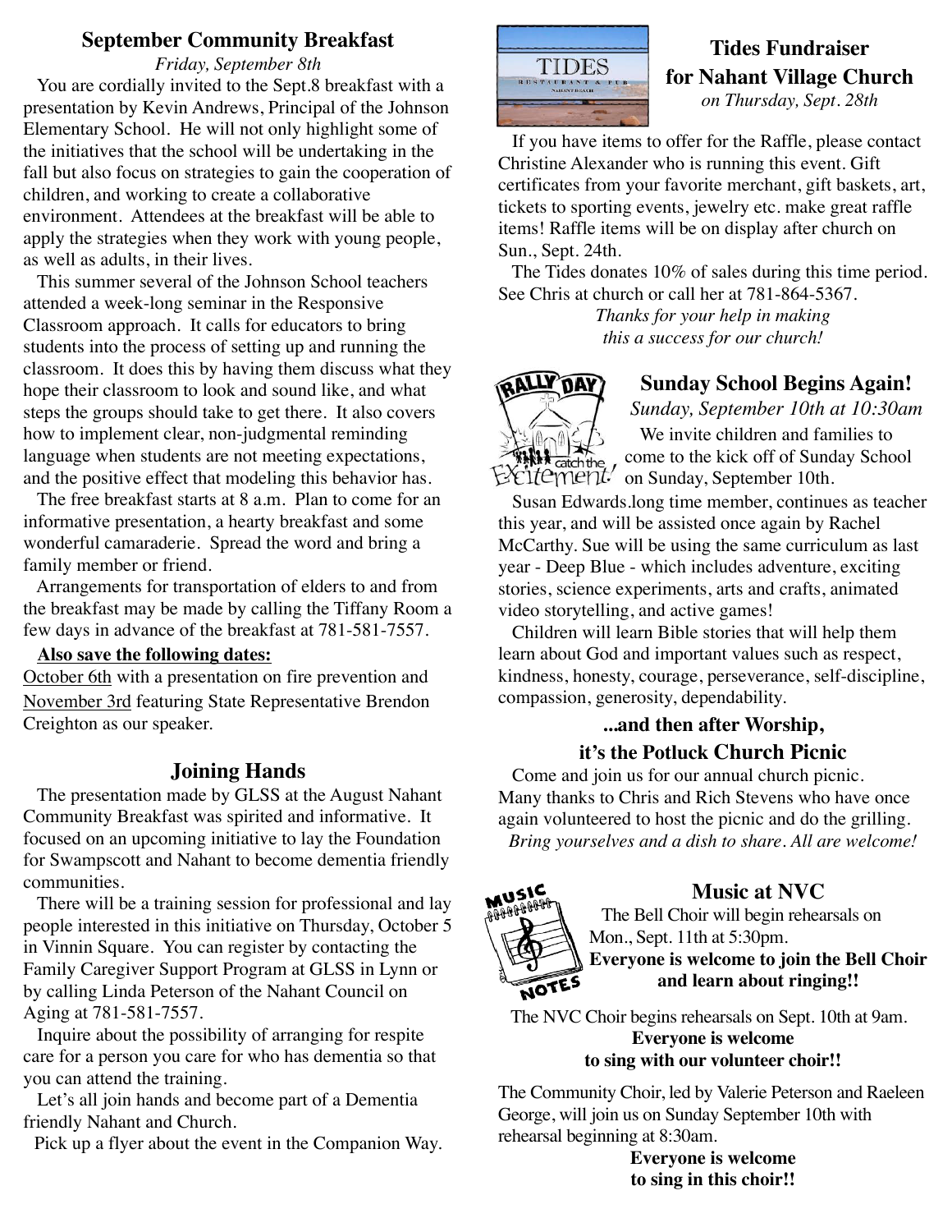## September Community Breakfast

*Friday, September 8th*

You are cordially invited to the Sept.8 breakfast with a presentation by Kevin Andrews, Principal of the Johnson Elementary School. He will not only highlight some of the initiatives that the school will be undertaking in the fall but also focus on strategies to gain the cooperation of children, and working to create a collaborative environment. Attendees at the breakfast will be able to apply the strategies when they work with young people, as well as adults, in their lives.

This summer several of the Johnson School teachers attended a week-long seminar in the Responsive Classroom approach. It calls for educators to bring students into the process of setting up and running the classroom. It does this by having them discuss what they hope their classroom to look and sound like, and what steps the groups should take to get there. It also covers how to implement clear, non-judgmental reminding language when students are not meeting expectations, and the positive effect that modeling this behavior has.

The free breakfast starts at 8 a.m. Plan to come for an informative presentation, a hearty breakfast and some wonderful camaraderie. Spread the word and bring a family member or friend.

Arrangements for transportation of elders to and from the breakfast may be made by calling the Tiffany Room a few days in advance of the breakfast at 781-581-7557.

**Also save the following dates:**

October 6th with a presentation on fire prevention and November 3rd featuring State Representative Brendon Creighton as our speaker.

## Joining Hands

The presentation made by GLSS at the August Nahant Community Breakfast was spirited and informative. It focused on an upcoming initiative to lay the Foundation for Swampscott and Nahant to become dementia friendly communities.

There will be a training session for professional and lay people interested in this initiative on Thursday, October 5 in Vinnin Square. You can register by contacting the Family Caregiver Support Program at GLSS in Lynn or by calling Linda Peterson of the Nahant Council on Aging at 781-581-7557.

Inquire about the possibility of arranging for respite care for a person you care for who has dementia so that you can attend the training.

Let's all join hands and become part of a Dementia friendly Nahant and Church.

Pick up a flyer about the event in the Companion Way.

## Tides Fundraiser for Nahant Village Church

*on Thursday, Sept. 28th*

If you have items to offer for the Raffle, please contact Christine Alexander who is running this event. Gift certificates from your favorite merchant, gift baskets, art, tickets to sporting events, jewelry etc. make great raffle items! Raffle items will be on display after church on Sun., Sept. 24th.

The Tides donates 10% of sales during this time period. See Chris at church or call her at 781-864-5367.

*Thanks for your help in making this a success for our church!*

## Sunday School Begins Again!

*Sunday, September 10th at 10:30am*

We invite children and families to come to the kick off of Sunday School on Sunday, September 10th.

Susan Edwards.long time member, continues as teacher this year, and will be assisted once again by Rachel McCarthy. Sue will be using the same curriculum as last year - Deep Blue - which includes adventure, exciting stories, science experiments, arts and crafts, animated video storytelling, and active games!

Children will learn Bible stories that will help them learn about God and important values such as respect, kindness, honesty, courage, perseverance, self-discipline, compassion, generosity, dependability.

### ...and then after Worship, it's the Potluck Church Picnic

Come and join us for our annual church picnic. Many thanks to Chris and Rich Stevens who have once again volunteered to host the picnic and do the grilling.

*Bring yourselves and a dish to share. All are welcome!*

## Music at NVC

The Bell Choir will begin rehearsals on Mon., Sept. 11th at 5:30pm.

**Everyone is welcome to join the Bell Choir and learn about ringing!!**

The NVC Choir begins rehearsals on Sept. 10th at 9am.

**Everyone is welcome to sing with our volunteer choir!!**

The Community Choir, led by Valerie Peterson and Raeleen George, will join us on Sunday September 10th with rehearsal beginning at 8:30am.

**Everyone is welcome to sing in this choir!!**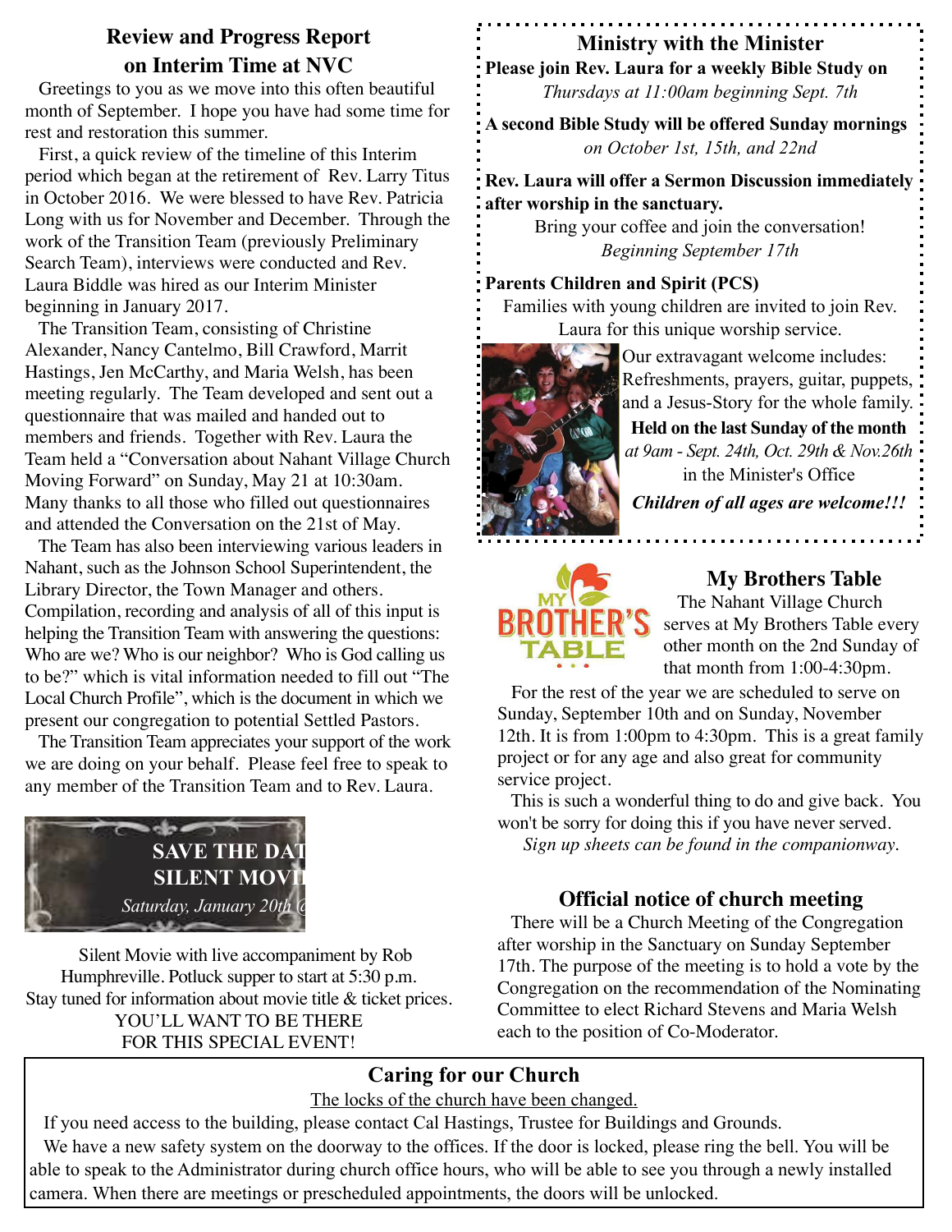## Review and Progress Report on Interim Time at NVC

Greetings to you as we move into this often beautiful month of September. I hope you have had some time for rest and restoration this summer.

First, a quick review of the timeline of this Interim period which began at the retirement of Rev. Larry Titus in October 2016. We were blessed to have Rev. Patricia Long with us for November and December. Through the work of the Transition Team (previously Preliminary Search Team), interviews were conducted and Rev. Laura Biddle was hired as our Interim Minister beginning in January 2017.

The Transition Team, consisting of Christine Alexander, Nancy Cantelmo, Bill Crawford, Marrit Hastings, Jen McCarthy, and Maria Welsh, has been meeting regularly. The Team developed and sent out a questionnaire that was mailed and handed out to members and friends. Together with Rev. Laura the Team held a "Conversation about Nahant Village Church Moving Forward" on Sunday, May 21 at 10:30am. Many thanks to all those who filled out questionnaires and attended the Conversation on the 21st of May.

The Team has also been interviewing various leaders in Nahant, such as the Johnson School Superintendent, the Library Director, the Town Manager and others. Compilation, recording and analysis of all of this input is helping the Transition Team with answering the questions: Who are we? Who is our neighbor? Who is God calling us to be?" which is vital information needed to fill out "The Local Church Profile", which is the document in which we present our congregation to potential Settled Pastors.

The Transition Team appreciates your support of the work we are doing on your behalf. Please feel free to speak to any member of the Transition Team and to Rev. Laura.

**SAVE THE DAT**
**SILENT MOVI**
*Saturday, January 20th @*

Silent Movie with live accompaniment by Rob Humphreville. Potluck supper to start at 5:30 p.m. Stay tuned for information about movie title & ticket prices. YOU'LL WANT TO BE THERE FOR THIS SPECIAL EVENT!

## Ministry with the Minister

**Please join Rev. Laura for a weekly Bible Study on**
*Thursdays at 11:00am beginning Sept. 7th*

**A second Bible Study will be offered Sunday mornings**
*on October 1st, 15th, and 22nd*

**Rev. Laura will offer a Sermon Discussion immediately after worship in the sanctuary.**
Bring your coffee and join the conversation!
*Beginning September 17th*

**Parents Children and Spirit (PCS)**
Families with young children are invited to join Rev. Laura for this unique worship service.

Our extravagant welcome includes: Refreshments, prayers, guitar, puppets, and a Jesus-Story for the whole family.
**Held on the last Sunday of the month**
*at 9am - Sept. 24th, Oct. 29th & Nov.26th*
in the Minister's Office
***Children of all ages are welcome!!!***

## My Brothers Table

The Nahant Village Church serves at My Brothers Table every other month on the 2nd Sunday of that month from 1:00-4:30pm.

For the rest of the year we are scheduled to serve on Sunday, September 10th and on Sunday, November 12th. It is from 1:00pm to 4:30pm. This is a great family project or for any age and also great for community service project.

This is such a wonderful thing to do and give back. You won't be sorry for doing this if you have never served.
*Sign up sheets can be found in the companionway.*

## Official notice of church meeting

There will be a Church Meeting of the Congregation after worship in the Sanctuary on Sunday September 17th. The purpose of the meeting is to hold a vote by the Congregation on the recommendation of the Nominating Committee to elect Richard Stevens and Maria Welsh each to the position of Co-Moderator.

## Caring for our Church

The locks of the church have been changed.

If you need access to the building, please contact Cal Hastings, Trustee for Buildings and Grounds.

We have a new safety system on the doorway to the offices. If the door is locked, please ring the bell. You will be able to speak to the Administrator during church office hours, who will be able to see you through a newly installed camera. When there are meetings or prescheduled appointments, the doors will be unlocked.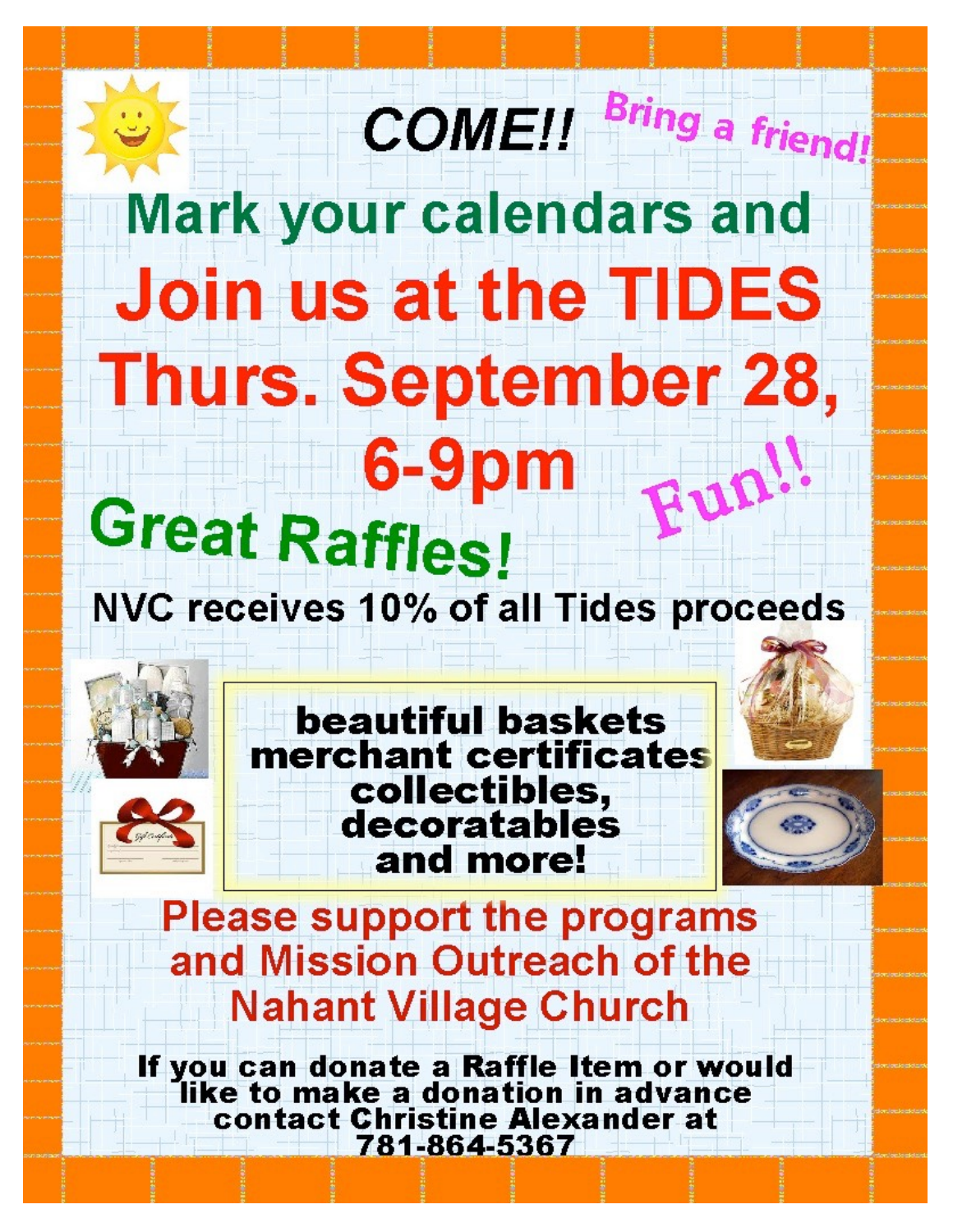# COME!!

Bring a friend!

## Mark your calendars and

# Join us at the TIDES Thurs. September 28, 6-9pm

Fun!!

## Great Raffles!

**NVC receives 10% of all Tides proceeds**

**beautiful baskets**
**merchant certificates**
**collectibles,**
**decoratables**
**and more!**

## Please support the programs and Mission Outreach of the Nahant Village Church

**If you can donate a Raffle Item or would like to make a donation in advance contact Christine Alexander at 781-864-5367**